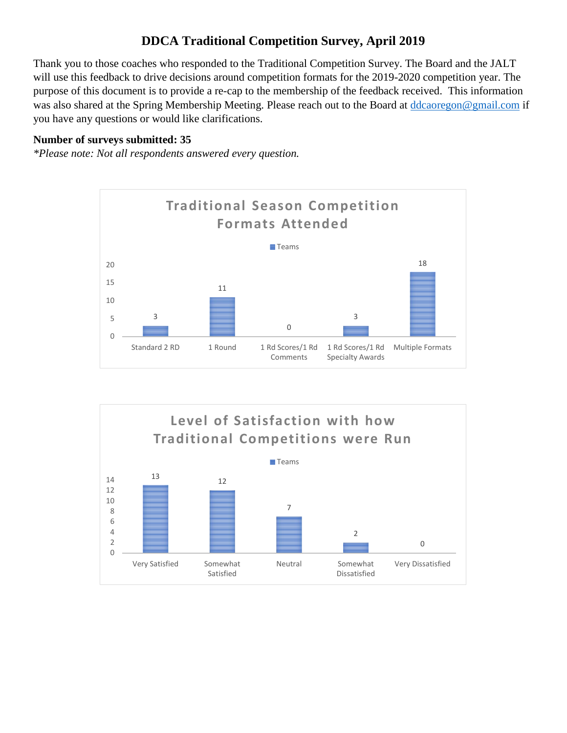# DDCA Traditional Competition Survey, April 2019

Thank you to those coaches who responded to the Traditional Competition Survey. The Board and the JALT will use this feedback to drive decisions around competition formats for the 2019-2020 competition year. The purpose of this document is to provide a re-cap to the membership of the feedback received. This information was also shared at the Spring Membership Meeting. Please reach out to the Board at ddcaoregon@gmail.com if you have any questions or would like clarifications.

**Number of surveys submitted: 35**

*\*Please note: Not all respondents answered every question.*

### Traditional Season Competition Formats Attended

| Format | Teams |
| --- | --- |
| Standard 2 RD | 3 |
| 1 Round | 11 |
| 1 Rd Scores/1 Rd Comments | 0 |
| 1 Rd Scores/1 Rd Specialty Awards | 3 |
| Multiple Formats | 18 |

### Level of Satisfaction with how Traditional Competitions were Run

| Level | Teams |
| --- | --- |
| Very Satisfied | 13 |
| Somewhat Satisfied | 12 |
| Neutral | 7 |
| Somewhat Dissatisfied | 2 |
| Very Dissatisfied | 0 |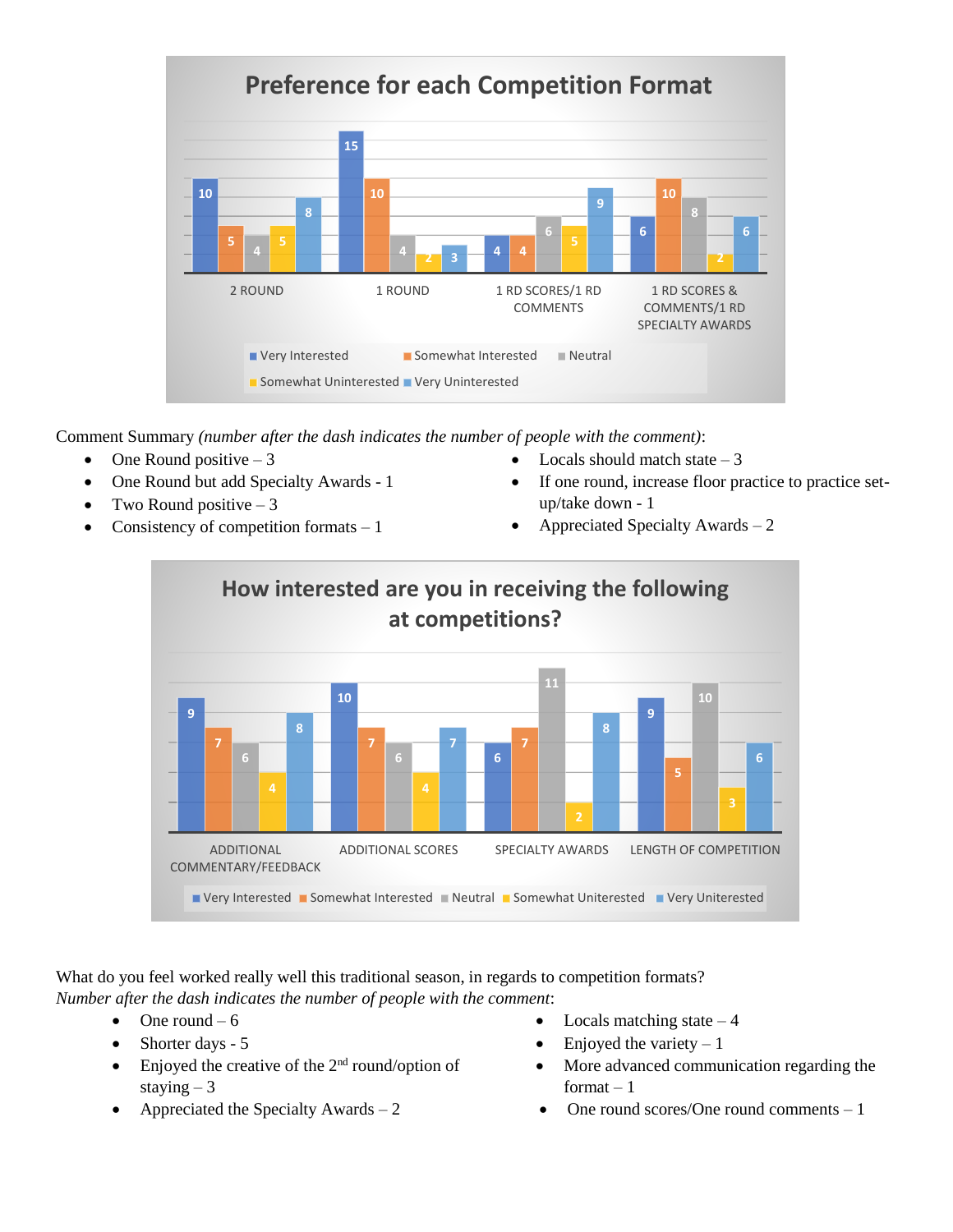## Preference for each Competition Format

| | Very Interested | Somewhat Interested | Neutral | Somewhat Uninterested | Very Uninterested |
|---|---|---|---|---|---|
| 2 ROUND | 10 | 5 | 4 | 5 | 8 |
| 1 ROUND | 15 | 10 | 4 | 2 | 3 |
| 1 RD SCORES/1 RD COMMENTS | 4 | 4 | 6 | 5 | 9 |
| 1 RD SCORES & COMMENTS/1 RD SPECIALTY AWARDS | 6 | 10 | 8 | 2 | 6 |

Comment Summary *(number after the dash indicates the number of people with the comment)*:

- One Round positive – 3
- One Round but add Specialty Awards - 1
- Two Round positive – 3
- Consistency of competition formats – 1
- Locals should match state – 3
- If one round, increase floor practice to practice set-up/take down - 1
- Appreciated Specialty Awards – 2

## How interested are you in receiving the following at competitions?

| | Very Interested | Somewhat Interested | Neutral | Somewhat Uniterested | Very Uniterested |
|---|---|---|---|---|---|
| ADDITIONAL COMMENTARY/FEEDBACK | 9 | 7 | 6 | 4 | 8 |
| ADDITIONAL SCORES | 10 | 7 | 6 | 4 | 7 |
| SPECIALTY AWARDS | 6 | 7 | 11 | 2 | 8 |
| LENGTH OF COMPETITION | 9 | 5 | 10 | 3 | 6 |

What do you feel worked really well this traditional season, in regards to competition formats?
*Number after the dash indicates the number of people with the comment*:

- One round – 6
- Shorter days - 5
- Enjoyed the creative of the 2nd round/option of staying – 3
- Appreciated the Specialty Awards – 2
- Locals matching state – 4
- Enjoyed the variety – 1
- More advanced communication regarding the format – 1
- One round scores/One round comments – 1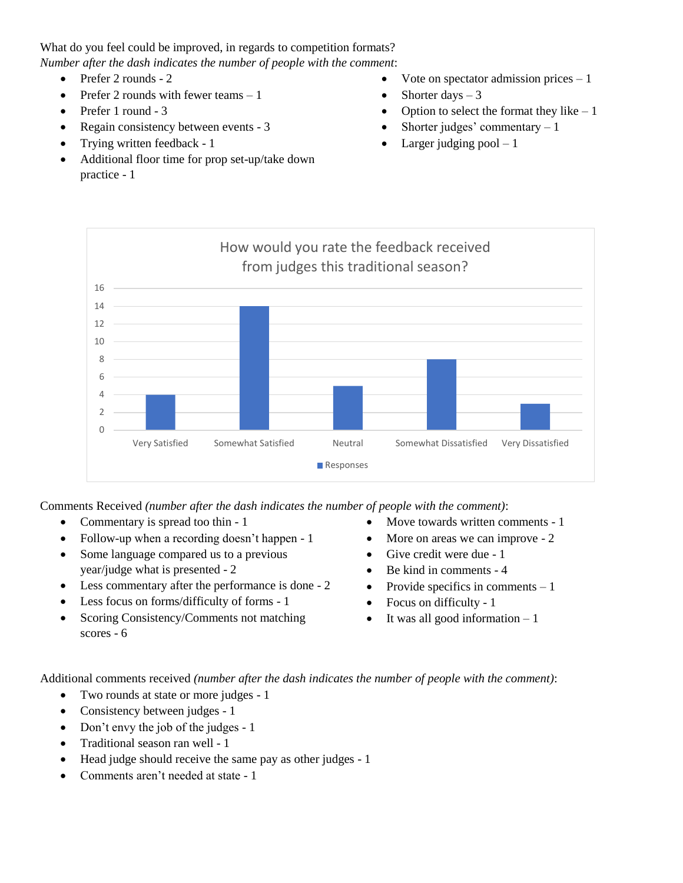What do you feel could be improved, in regards to competition formats?

*Number after the dash indicates the number of people with the comment*:

- Prefer 2 rounds - 2
- Prefer 2 rounds with fewer teams – 1
- Prefer 1 round - 3
- Regain consistency between events - 3
- Trying written feedback - 1
- Additional floor time for prop set-up/take down practice - 1
- Vote on spectator admission prices – 1
- Shorter days – 3
- Option to select the format they like – 1
- Shorter judges' commentary – 1
- Larger judging pool – 1

How would you rate the feedback received from judges this traditional season?

16
14
12
10
8
6
4
2
0

Very Satisfied
Somewhat Satisfied
Neutral
Somewhat Dissatisfied
Very Dissatisfied

Responses

Comments Received *(number after the dash indicates the number of people with the comment)*:

- Commentary is spread too thin - 1
- Follow-up when a recording doesn't happen - 1
- Some language compared us to a previous year/judge what is presented - 2
- Less commentary after the performance is done - 2
- Less focus on forms/difficulty of forms - 1
- Scoring Consistency/Comments not matching scores - 6
- Move towards written comments - 1
- More on areas we can improve - 2
- Give credit were due - 1
- Be kind in comments - 4
- Provide specifics in comments – 1
- Focus on difficulty - 1
- It was all good information – 1

Additional comments received *(number after the dash indicates the number of people with the comment)*:

- Two rounds at state or more judges - 1
- Consistency between judges - 1
- Don't envy the job of the judges - 1
- Traditional season ran well - 1
- Head judge should receive the same pay as other judges - 1
- Comments aren't needed at state - 1